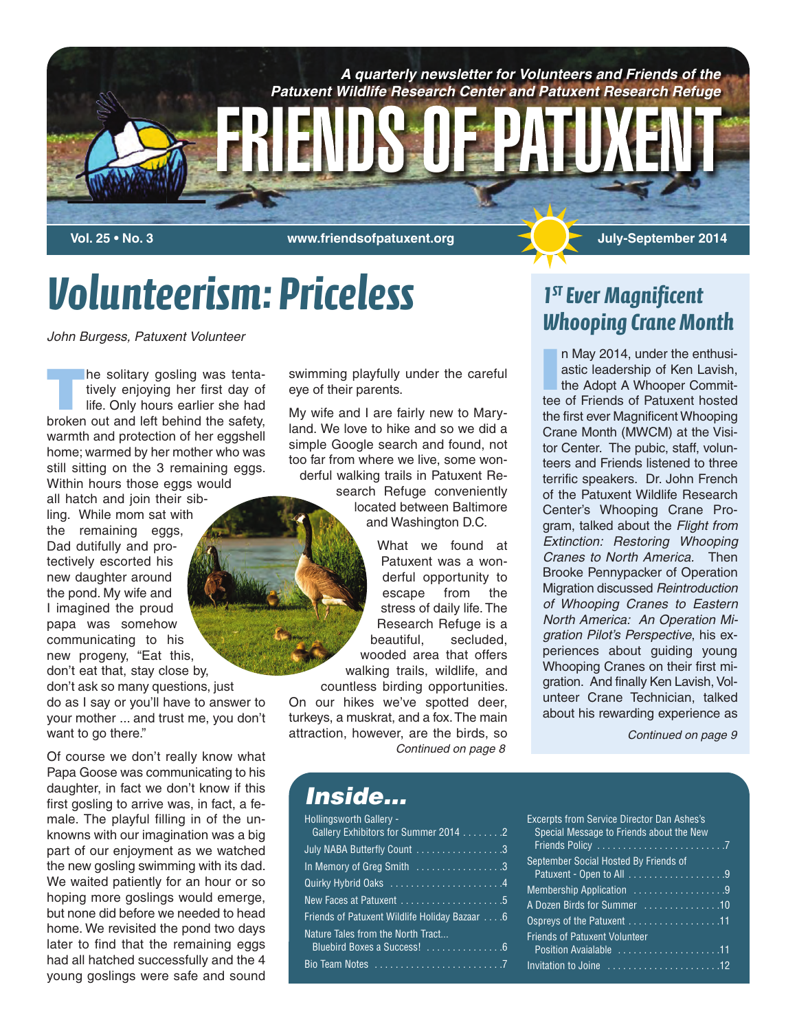# FRIENDS OF PATUXENT

*A quarterly newsletter for Volunteers and Friends of the Patuxent Wildlife Research Center and Patuxent Research Refuge*

**Vol. 25 • No. 3** | **www.friendsofpatuxent.org** | **July-September 2014**

## Volunteerism: Priceless

*John Burgess, Patuxent Volunteer*

The solitary gosling was tentatively enjoying her first day of life. Only hours earlier she had broken out and left behind the safety, warmth and protection of her eggshell home; warmed by her mother who was still sitting on the 3 remaining eggs. Within hours those eggs would all hatch and join their sibling. While mom sat with the remaining eggs, Dad dutifully and protectively escorted his new daughter around the pond. My wife and I imagined the proud papa was somehow communicating to his new progeny, "Eat this, don't eat that, stay close by, don't ask so many questions, just do as I say or you'll have to answer to your mother ... and trust me, you don't want to go there."

Of course we don't really know what Papa Goose was communicating to his daughter, in fact we don't know if this first gosling to arrive was, in fact, a female. The playful filling in of the unknowns with our imagination was a big part of our enjoyment as we watched the new gosling swimming with its dad. We waited patiently for an hour or so hoping more goslings would emerge, but none did before we needed to head home. We revisited the pond two days later to find that the remaining eggs had all hatched successfully and the 4 young goslings were safe and sound swimming playfully under the careful eye of their parents.

My wife and I are fairly new to Maryland. We love to hike and so we did a simple Google search and found, not too far from where we live, some wonderful walking trails in Patuxent Research Refuge conveniently located between Baltimore and Washington D.C.

What we found at Patuxent was a wonderful opportunity to escape from the stress of daily life. The Research Refuge is a beautiful, secluded, wooded area that offers walking trails, wildlife, and countless birding opportunities. On our hikes we've spotted deer, turkeys, a muskrat, and a fox. The main attraction, however, are the birds, so

*Continued on page 8*

## 1[ST] Ever Magnificent Whooping Crane Month

In May 2014, under the enthusiastic leadership of Ken Lavish, the Adopt A Whooper Committee of Friends of Patuxent hosted the first ever Magnificent Whooping Crane Month (MWCM) at the Visitor Center. The pubic, staff, volunteers and Friends listened to three terrific speakers. Dr. John French of the Patuxent Wildlife Research Center's Whooping Crane Program, talked about the *Flight from Extinction: Restoring Whooping Cranes to North America.* Then Brooke Pennypacker of Operation Migration discussed *Reintroduction of Whooping Cranes to Eastern North America: An Operation Migration Pilot's Perspective*, his experiences about guiding young Whooping Cranes on their first migration. And finally Ken Lavish, Volunteer Crane Technician, talked about his rewarding experience as

*Continued on page 9*

## Inside...

- Hollingsworth Gallery - Gallery Exhibitors for Summer 2014 . . . . . . . .2
- July NABA Butterfly Count . . . . . . . . . . . . . . . . .3
- In Memory of Greg Smith . . . . . . . . . . . . . . . .3
- Quirky Hybrid Oaks . . . . . . . . . . . . . . . . . . . . .4
- New Faces at Patuxent . . . . . . . . . . . . . . . . . . .5
- Friends of Patuxent Wildlife Holiday Bazaar . . . .6
- Nature Tales from the North Tract... Bluebird Boxes a Success! . . . . . . . . . . . . . .6
- Bio Team Notes . . . . . . . . . . . . . . . . . . . . . . . .7
- Excerpts from Service Director Dan Ashes's Special Message to Friends about the New Friends Policy . . . . . . . . . . . . . . . . . . . . . . . . .7
- September Social Hosted By Friends of Patuxent - Open to All . . . . . . . . . . . . . . . . . . .9
- Membership Application . . . . . . . . . . . . . . . . . .9
- A Dozen Birds for Summer . . . . . . . . . . . . . . .10
- Ospreys of the Patuxent . . . . . . . . . . . . . . . . . .11
- Friends of Patuxent Volunteer Position Avaialable . . . . . . . . . . . . . . . . . . . .11
- Invitation to Joine . . . . . . . . . . . . . . . . . . . . . .12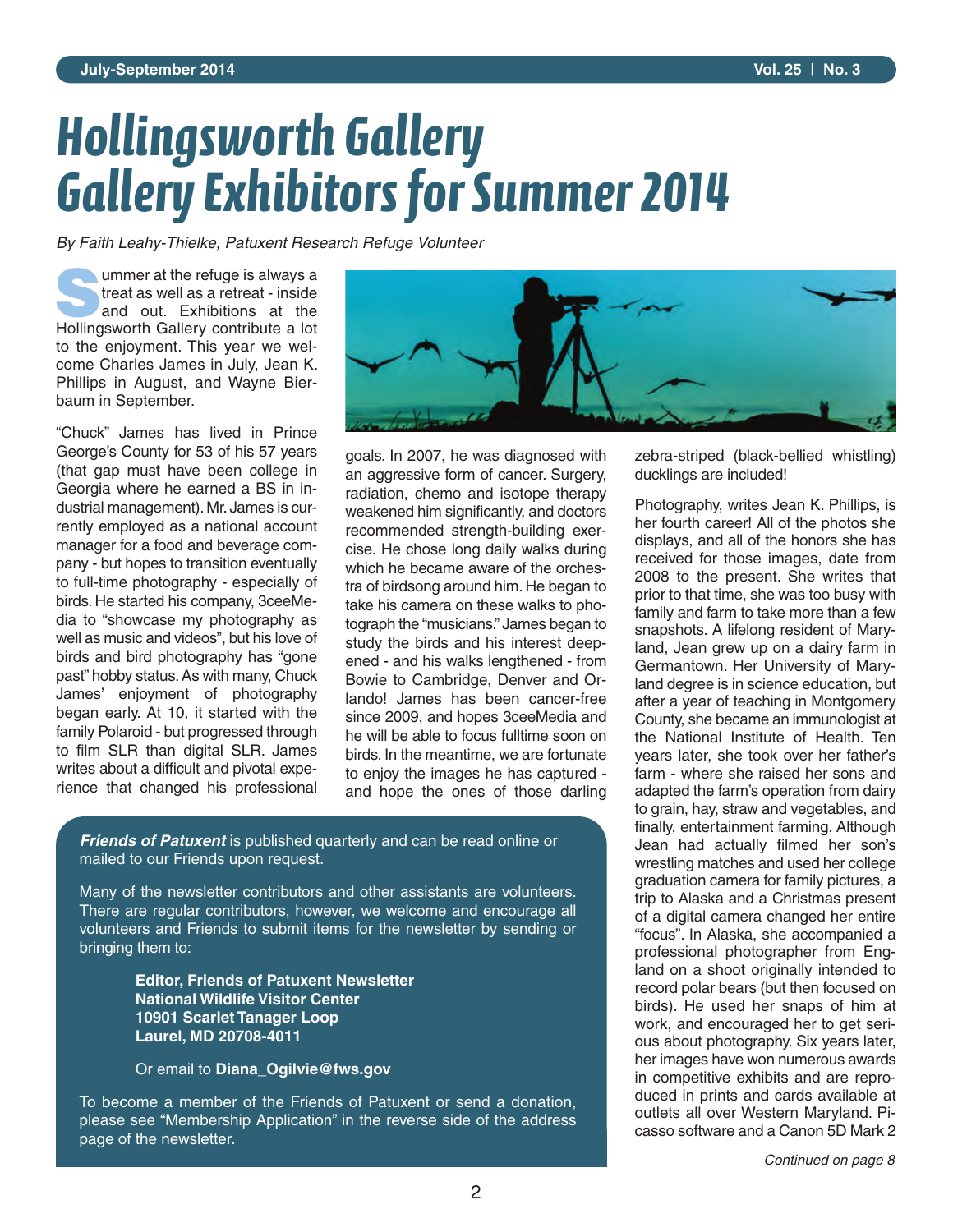# Hollingsworth Gallery
# Gallery Exhibitors for Summer 2014

*By Faith Leahy-Thielke, Patuxent Research Refuge Volunteer*

Summer at the refuge is always a treat as well as a retreat - inside and out. Exhibitions at the Hollingsworth Gallery contribute a lot to the enjoyment. This year we welcome Charles James in July, Jean K. Phillips in August, and Wayne Bierbaum in September.

"Chuck" James has lived in Prince George's County for 53 of his 57 years (that gap must have been college in Georgia where he earned a BS in industrial management). Mr. James is currently employed as a national account manager for a food and beverage company - but hopes to transition eventually to full-time photography - especially of birds. He started his company, 3ceeMedia to "showcase my photography as well as music and videos", but his love of birds and bird photography has "gone past" hobby status. As with many, Chuck James' enjoyment of photography began early. At 10, it started with the family Polaroid - but progressed through to film SLR than digital SLR. James writes about a difficult and pivotal experience that changed his professional goals. In 2007, he was diagnosed with an aggressive form of cancer. Surgery, radiation, chemo and isotope therapy weakened him significantly, and doctors recommended strength-building exercise. He chose long daily walks during which he became aware of the orchestra of birdsong around him. He began to take his camera on these walks to photograph the "musicians." James began to study the birds and his interest deepened - and his walks lengthened - from Bowie to Cambridge, Denver and Orlando! James has been cancer-free since 2009, and hopes 3ceeMedia and he will be able to focus fulltime soon on birds. In the meantime, we are fortunate to enjoy the images he has captured - and hope the ones of those darling zebra-striped (black-bellied whistling) ducklings are included!

Photography, writes Jean K. Phillips, is her fourth career! All of the photos she displays, and all of the honors she has received for those images, date from 2008 to the present. She writes that prior to that time, she was too busy with family and farm to take more than a few snapshots. A lifelong resident of Maryland, Jean grew up on a dairy farm in Germantown. Her University of Maryland degree is in science education, but after a year of teaching in Montgomery County, she became an immunologist at the National Institute of Health. Ten years later, she took over her father's farm - where she raised her sons and adapted the farm's operation from dairy to grain, hay, straw and vegetables, and finally, entertainment farming. Although Jean had actually filmed her son's wrestling matches and used her college graduation camera for family pictures, a trip to Alaska and a Christmas present of a digital camera changed her entire "focus". In Alaska, she accompanied a professional photographer from England on a shoot originally intended to record polar bears (but then focused on birds). He used her snaps of him at work, and encouraged her to get serious about photography. Six years later, her images have won numerous awards in competitive exhibits and are reproduced in prints and cards available at outlets all over Western Maryland. Picasso software and a Canon 5D Mark 2

*Continued on page 8*

---

***Friends of Patuxent*** is published quarterly and can be read online or mailed to our Friends upon request.

Many of the newsletter contributors and other assistants are volunteers. There are regular contributors, however, we welcome and encourage all volunteers and Friends to submit items for the newsletter by sending or bringing them to:

**Editor, Friends of Patuxent Newsletter**
**National Wildlife Visitor Center**
**10901 Scarlet Tanager Loop**
**Laurel, MD 20708-4011**

Or email to **Diana_Ogilvie@fws.gov**

To become a member of the Friends of Patuxent or send a donation, please see "Membership Application" in the reverse side of the address page of the newsletter.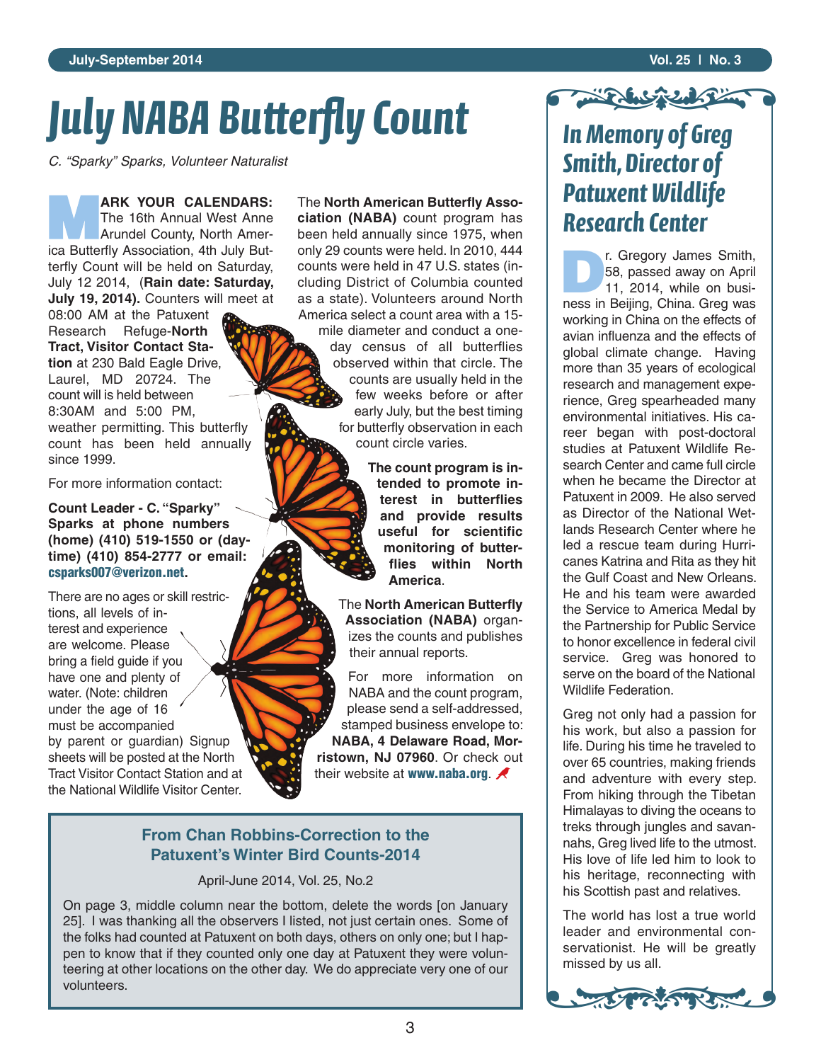# July NABA Butterfly Count

*C. "Sparky" Sparks, Volunteer Naturalist*

**MARK YOUR CALENDARS:** The 16th Annual West Anne Arundel County, North America Butterfly Association, 4th July Butterfly Count will be held on Saturday, July 12 2014, (**Rain date: Saturday, July 19, 2014).** Counters will meet at 08:00 AM at the Patuxent Research Refuge-**North Tract, Visitor Contact Station** at 230 Bald Eagle Drive, Laurel, MD 20724. The count will is held between 8:30AM and 5:00 PM, weather permitting. This butterfly count has been held annually since 1999.

For more information contact:

**Count Leader - C. "Sparky" Sparks at phone numbers (home) (410) 519-1550 or (daytime) (410) 854-2777 or email: csparks007@verizon.net.**

There are no ages or skill restrictions, all levels of interest and experience are welcome. Please bring a field guide if you have one and plenty of water. (Note: children under the age of 16 must be accompanied by parent or guardian) Signup sheets will be posted at the North Tract Visitor Contact Station and at the National Wildlife Visitor Center.

The **North American Butterfly Association (NABA)** count program has been held annually since 1975, when only 29 counts were held. In 2010, 444 counts were held in 47 U.S. states (including District of Columbia counted as a state). Volunteers around North America select a count area with a 15-mile diameter and conduct a one-day census of all butterflies observed within that circle. The counts are usually held in the few weeks before or after early July, but the best timing for butterfly observation in each count circle varies.

**The count program is intended to promote interest in butterflies and provide results useful for scientific monitoring of butterflies within North America**.

The **North American Butterfly Association (NABA)** organizes the counts and publishes their annual reports.

For more information on NABA and the count program, please send a self-addressed, stamped business envelope to: **NABA, 4 Delaware Road, Morristown, NJ 07960**. Or check out their website at **www.naba.org**.

## From Chan Robbins-Correction to the Patuxent's Winter Bird Counts-2014

April-June 2014, Vol. 25, No.2

On page 3, middle column near the bottom, delete the words [on January 25]. I was thanking all the observers I listed, not just certain ones. Some of the folks had counted at Patuxent on both days, others on only one; but I happen to know that if they counted only one day at Patuxent they were volunteering at other locations on the other day. We do appreciate very one of our volunteers.

## In Memory of Greg Smith, Director of Patuxent Wildlife Research Center

Dr. Gregory James Smith, 58, passed away on April 11, 2014, while on business in Beijing, China. Greg was working in China on the effects of avian influenza and the effects of global climate change. Having more than 35 years of ecological research and management experience, Greg spearheaded many environmental initiatives. His career began with post-doctoral studies at Patuxent Wildlife Research Center and came full circle when he became the Director at Patuxent in 2009. He also served as Director of the National Wetlands Research Center where he led a rescue team during Hurricanes Katrina and Rita as they hit the Gulf Coast and New Orleans. He and his team were awarded the Service to America Medal by the Partnership for Public Service to honor excellence in federal civil service. Greg was honored to serve on the board of the National Wildlife Federation.

Greg not only had a passion for his work, but also a passion for life. During his time he traveled to over 65 countries, making friends and adventure with every step. From hiking through the Tibetan Himalayas to diving the oceans to treks through jungles and savannahs, Greg lived life to the utmost. His love of life led him to look to his heritage, reconnecting with his Scottish past and relatives.

The world has lost a true world leader and environmental conservationist. He will be greatly missed by us all.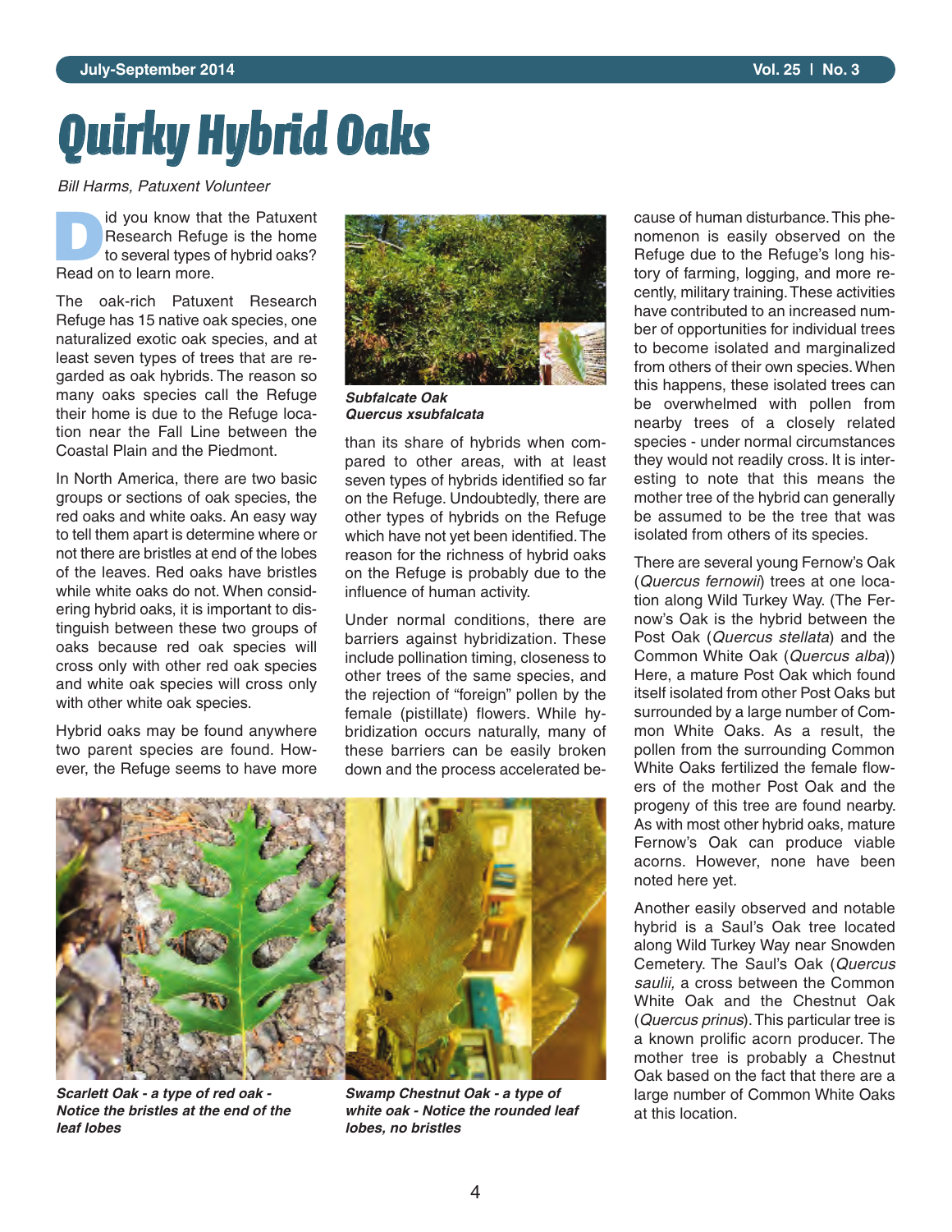# Quirky Hybrid Oaks

*Bill Harms, Patuxent Volunteer*

Did you know that the Patuxent Research Refuge is the home to several types of hybrid oaks? Read on to learn more.

The oak-rich Patuxent Research Refuge has 15 native oak species, one naturalized exotic oak species, and at least seven types of trees that are regarded as oak hybrids. The reason so many oaks species call the Refuge their home is due to the Refuge location near the Fall Line between the Coastal Plain and the Piedmont.

In North America, there are two basic groups or sections of oak species, the red oaks and white oaks. An easy way to tell them apart is determine where or not there are bristles at end of the lobes of the leaves. Red oaks have bristles while white oaks do not. When considering hybrid oaks, it is important to distinguish between these two groups of oaks because red oak species will cross only with other red oak species and white oak species will cross only with other white oak species.

Hybrid oaks may be found anywhere two parent species are found. However, the Refuge seems to have more than its share of hybrids when compared to other areas, with at least seven types of hybrids identified so far on the Refuge. Undoubtedly, there are other types of hybrids on the Refuge which have not yet been identified. The reason for the richness of hybrid oaks on the Refuge is probably due to the influence of human activity.

***Subfalcate Oak***
***Quercus xsubfalcata***

Under normal conditions, there are barriers against hybridization. These include pollination timing, closeness to other trees of the same species, and the rejection of "foreign" pollen by the female (pistillate) flowers. While hybridization occurs naturally, many of these barriers can be easily broken down and the process accelerated because of human disturbance. This phenomenon is easily observed on the Refuge due to the Refuge's long history of farming, logging, and more recently, military training. These activities have contributed to an increased number of opportunities for individual trees to become isolated and marginalized from others of their own species. When this happens, these isolated trees can be overwhelmed with pollen from nearby trees of a closely related species - under normal circumstances they would not readily cross. It is interesting to note that this means the mother tree of the hybrid can generally be assumed to be the tree that was isolated from others of its species.

There are several young Fernow's Oak (*Quercus fernowii*) trees at one location along Wild Turkey Way. (The Fernow's Oak is the hybrid between the Post Oak (*Quercus stellata*) and the Common White Oak (*Quercus alba*)) Here, a mature Post Oak which found itself isolated from other Post Oaks but surrounded by a large number of Common White Oaks. As a result, the pollen from the surrounding Common White Oaks fertilized the female flowers of the mother Post Oak and the progeny of this tree are found nearby. As with most other hybrid oaks, mature Fernow's Oak can produce viable acorns. However, none have been noted here yet.

Another easily observed and notable hybrid is a Saul's Oak tree located along Wild Turkey Way near Snowden Cemetery. The Saul's Oak (*Quercus saulii,* a cross between the Common White Oak and the Chestnut Oak (*Quercus prinus*). This particular tree is a known prolific acorn producer. The mother tree is probably a Chestnut Oak based on the fact that there are a large number of Common White Oaks at this location.

***Scarlett Oak - a type of red oak - Notice the bristles at the end of the leaf lobes***

***Swamp Chestnut Oak - a type of white oak - Notice the rounded leaf lobes, no bristles***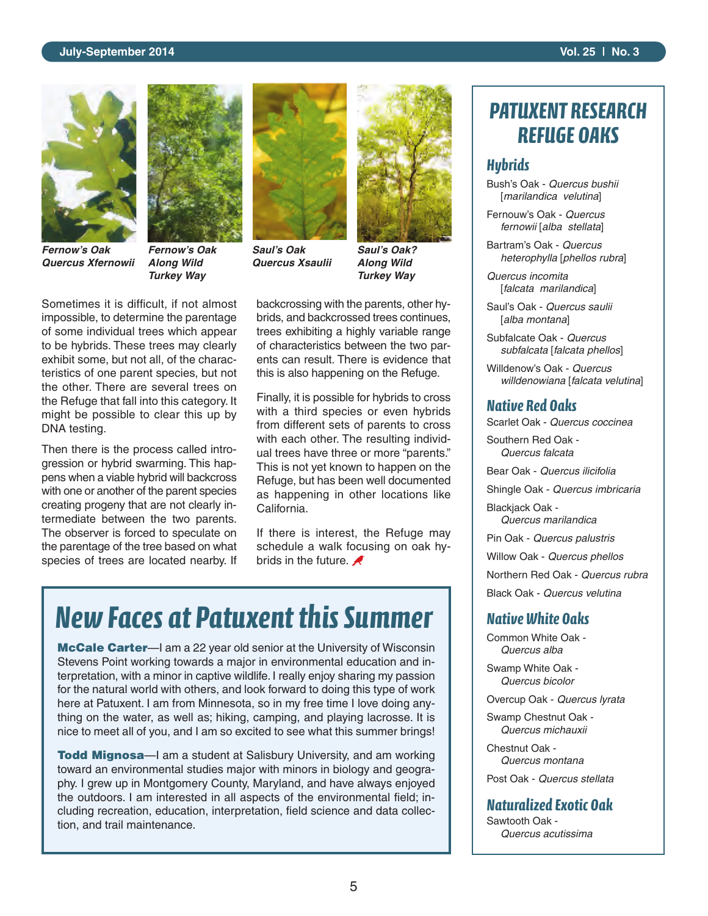Fernow's Oak
*Quercus Xfernowii*

Fernow's Oak
Along Wild Turkey Way

Saul's Oak
*Quercus Xsaulii*

Saul's Oak?
Along Wild Turkey Way

Sometimes it is difficult, if not almost impossible, to determine the parentage of some individual trees which appear to be hybrids. These trees may clearly exhibit some, but not all, of the characteristics of one parent species, but not the other. There are several trees on the Refuge that fall into this category. It might be possible to clear this up by DNA testing.

Then there is the process called introgression or hybrid swarming. This happens when a viable hybrid will backcross with one or another of the parent species creating progeny that are not clearly intermediate between the two parents. The observer is forced to speculate on the parentage of the tree based on what species of trees are located nearby. If backcrossing with the parents, other hybrids, and backcrossed trees continues, trees exhibiting a highly variable range of characteristics between the two parents can result. There is evidence that this is also happening on the Refuge.

Finally, it is possible for hybrids to cross with a third species or even hybrids from different sets of parents to cross with each other. The resulting individual trees have three or more "parents." This is not yet known to happen on the Refuge, but has been well documented as happening in other locations like California.

If there is interest, the Refuge may schedule a walk focusing on oak hybrids in the future.

# New Faces at Patuxent this Summer

**McCale Carter**—I am a 22 year old senior at the University of Wisconsin Stevens Point working towards a major in environmental education and interpretation, with a minor in captive wildlife. I really enjoy sharing my passion for the natural world with others, and look forward to doing this type of work here at Patuxent. I am from Minnesota, so in my free time I love doing anything on the water, as well as; hiking, camping, and playing lacrosse. It is nice to meet all of you, and I am so excited to see what this summer brings!

**Todd Mignosa**—I am a student at Salisbury University, and am working toward an environmental studies major with minors in biology and geography. I grew up in Montgomery County, Maryland, and have always enjoyed the outdoors. I am interested in all aspects of the environmental field; including recreation, education, interpretation, field science and data collection, and trail maintenance.

## Patuxent Research Refuge Oaks

### Hybrids

Bush's Oak - *Quercus bushii* [*marilandica velutina*]

Fernouw's Oak - *Quercus fernowii* [*alba stellata*]

Bartram's Oak - *Quercus heterophylla* [*phellos rubra*]

*Quercus incomita* [*falcata marilandica*]

Saul's Oak - *Quercus saulii* [*alba montana*]

Subfalcate Oak - *Quercus subfalcata* [*falcata phellos*]

Willdenow's Oak - *Quercus willdenowiana* [*falcata velutina*]

### Native Red Oaks

Scarlet Oak - *Quercus coccinea*

Southern Red Oak - *Quercus falcata*

Bear Oak - *Quercus ilicifolia*

Shingle Oak - *Quercus imbricaria*

Blackjack Oak - *Quercus marilandica*

Pin Oak - *Quercus palustris*

Willow Oak - *Quercus phellos*

Northern Red Oak - *Quercus rubra*

Black Oak - *Quercus velutina*

### Native White Oaks

Common White Oak - *Quercus alba*

Swamp White Oak - *Quercus bicolor*

Overcup Oak - *Quercus lyrata*

Swamp Chestnut Oak - *Quercus michauxii*

Chestnut Oak - *Quercus montana*

Post Oak - *Quercus stellata*

### Naturalized Exotic Oak

Sawtooth Oak - *Quercus acutissima*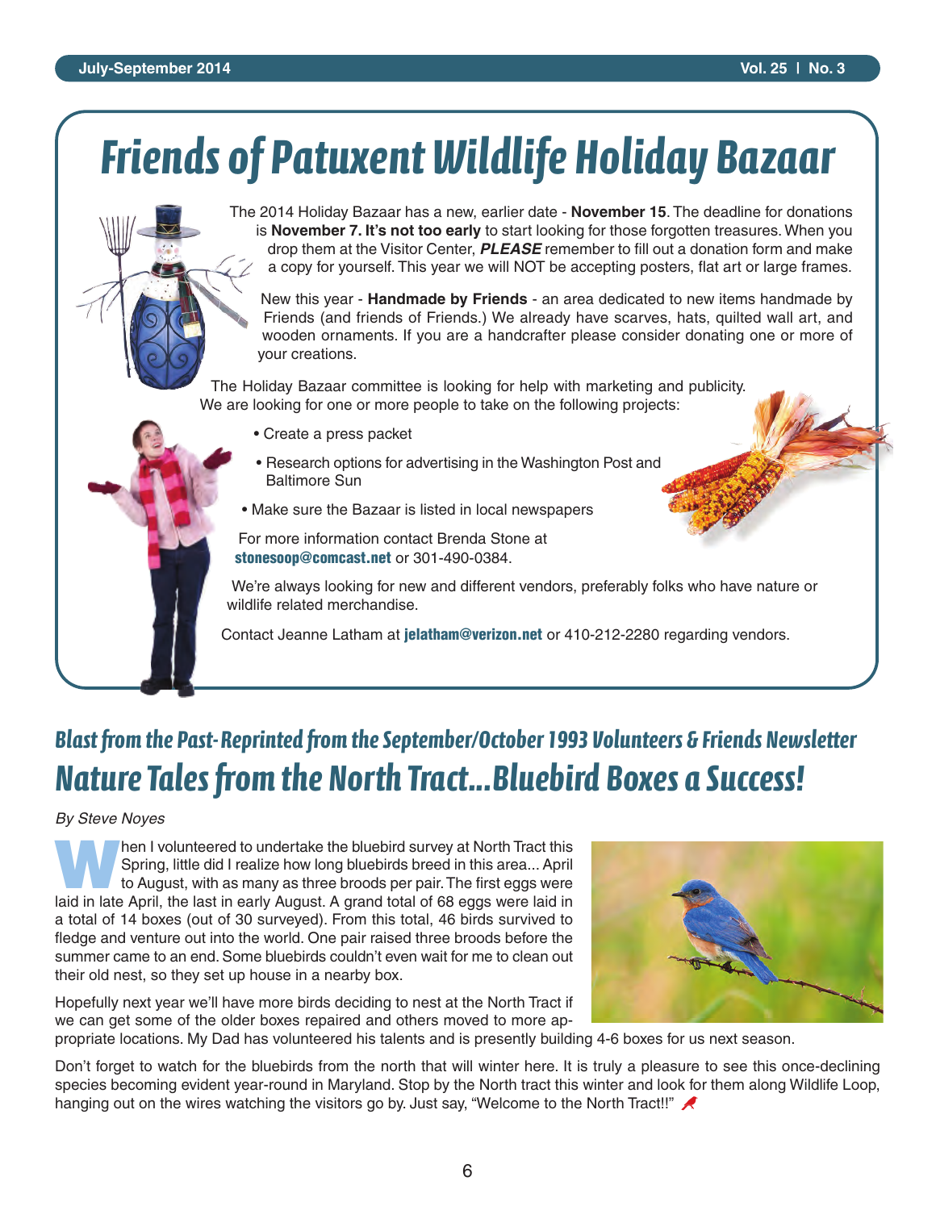# Friends of Patuxent Wildlife Holiday Bazaar

The 2014 Holiday Bazaar has a new, earlier date - **November 15**. The deadline for donations is **November 7. It's not too early** to start looking for those forgotten treasures. When you drop them at the Visitor Center, ***PLEASE*** remember to fill out a donation form and make a copy for yourself. This year we will NOT be accepting posters, flat art or large frames.

New this year - **Handmade by Friends** - an area dedicated to new items handmade by Friends (and friends of Friends.) We already have scarves, hats, quilted wall art, and wooden ornaments. If you are a handcrafter please consider donating one or more of your creations.

The Holiday Bazaar committee is looking for help with marketing and publicity. We are looking for one or more people to take on the following projects:

- Create a press packet
- Research options for advertising in the Washington Post and Baltimore Sun
- Make sure the Bazaar is listed in local newspapers

For more information contact Brenda Stone at **stonesoop@comcast.net** or 301-490-0384.

We're always looking for new and different vendors, preferably folks who have nature or wildlife related merchandise.

Contact Jeanne Latham at **jelatham@verizon.net** or 410-212-2280 regarding vendors.

### Blast from the Past- Reprinted from the September/October 1993 Volunteers & Friends Newsletter

## Nature Tales from the North Tract...Bluebird Boxes a Success!

*By Steve Noyes*

When I volunteered to undertake the bluebird survey at North Tract this Spring, little did I realize how long bluebirds breed in this area... April to August, with as many as three broods per pair. The first eggs were laid in late April, the last in early August. A grand total of 68 eggs were laid in a total of 14 boxes (out of 30 surveyed). From this total, 46 birds survived to fledge and venture out into the world. One pair raised three broods before the summer came to an end. Some bluebirds couldn't even wait for me to clean out their old nest, so they set up house in a nearby box.

Hopefully next year we'll have more birds deciding to nest at the North Tract if we can get some of the older boxes repaired and others moved to more appropriate locations. My Dad has volunteered his talents and is presently building 4-6 boxes for us next season.

Don't forget to watch for the bluebirds from the north that will winter here. It is truly a pleasure to see this once-declining species becoming evident year-round in Maryland. Stop by the North tract this winter and look for them along Wildlife Loop, hanging out on the wires watching the visitors go by. Just say, "Welcome to the North Tract!!"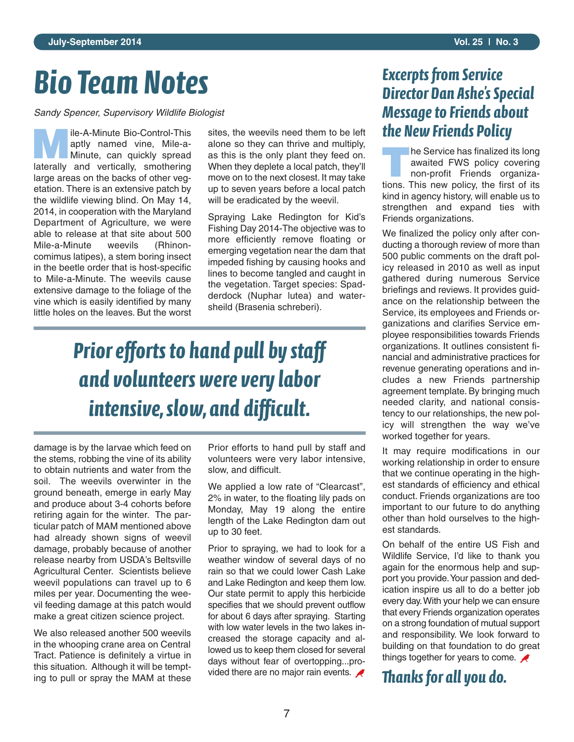# Bio Team Notes

*Sandy Spencer, Supervisory Wildlife Biologist*

Mile-A-Minute Bio-Control-This aptly named vine, Mile-a-Minute, can quickly spread laterally and vertically, smothering large areas on the backs of other vegetation. There is an extensive patch by the wildlife viewing blind. On May 14, 2014, in cooperation with the Maryland Department of Agriculture, we were able to release at that site about 500 Mile-a-Minute weevils (Rhinoncomimus latipes), a stem boring insect in the beetle order that is host-specific to Mile-a-Minute. The weevils cause extensive damage to the foliage of the vine which is easily identified by many little holes on the leaves. But the worst damage is by the larvae which feed on the stems, robbing the vine of its ability to obtain nutrients and water from the soil. The weevils overwinter in the ground beneath, emerge in early May and produce about 3-4 cohorts before retiring again for the winter. The particular patch of MAM mentioned above had already shown signs of weevil damage, probably because of another release nearby from USDA's Beltsville Agricultural Center. Scientists believe weevil populations can travel up to 6 miles per year. Documenting the weevil feeding damage at this patch would make a great citizen science project.

We also released another 500 weevils in the whooping crane area on Central Tract. Patience is definitely a virtue in this situation. Although it will be tempting to pull or spray the MAM at these sites, the weevils need them to be left alone so they can thrive and multiply, as this is the only plant they feed on. When they deplete a local patch, they'll move on to the next closest. It may take up to seven years before a local patch will be eradicated by the weevil.

Spraying Lake Redington for Kid's Fishing Day 2014-The objective was to more efficiently remove floating or emerging vegetation near the dam that impeded fishing by causing hooks and lines to become tangled and caught in the vegetation. Target species: Spadderdock (Nuphar lutea) and watersheild (Brasenia schreberi).

> **Prior efforts to hand pull by staff and volunteers were very labor intensive, slow, and difficult.**

Prior efforts to hand pull by staff and volunteers were very labor intensive, slow, and difficult.

We applied a low rate of "Clearcast", 2% in water, to the floating lily pads on Monday, May 19 along the entire length of the Lake Redington dam out up to 30 feet.

Prior to spraying, we had to look for a weather window of several days of no rain so that we could lower Cash Lake and Lake Redington and keep them low. Our state permit to apply this herbicide specifies that we should prevent outflow for about 6 days after spraying. Starting with low water levels in the two lakes increased the storage capacity and allowed us to keep them closed for several days without fear of overtopping...provided there are no major rain events.

## Excerpts from Service Director Dan Ashe's Special Message to Friends about the New Friends Policy

The Service has finalized its long awaited FWS policy covering non-profit Friends organizations. This new policy, the first of its kind in agency history, will enable us to strengthen and expand ties with Friends organizations.

We finalized the policy only after conducting a thorough review of more than 500 public comments on the draft policy released in 2010 as well as input gathered during numerous Service briefings and reviews. It provides guidance on the relationship between the Service, its employees and Friends organizations and clarifies Service employee responsibilities towards Friends organizations. It outlines consistent financial and administrative practices for revenue generating operations and includes a new Friends partnership agreement template. By bringing much needed clarity, and national consistency to our relationships, the new policy will strengthen the way we've worked together for years.

It may require modifications in our working relationship in order to ensure that we continue operating in the highest standards of efficiency and ethical conduct. Friends organizations are too important to our future to do anything other than hold ourselves to the highest standards.

On behalf of the entire US Fish and Wildlife Service, I'd like to thank you again for the enormous help and support you provide. Your passion and dedication inspire us all to do a better job every day. With your help we can ensure that every Friends organization operates on a strong foundation of mutual support and responsibility. We look forward to building on that foundation to do great things together for years to come.

**Thanks for all you do.**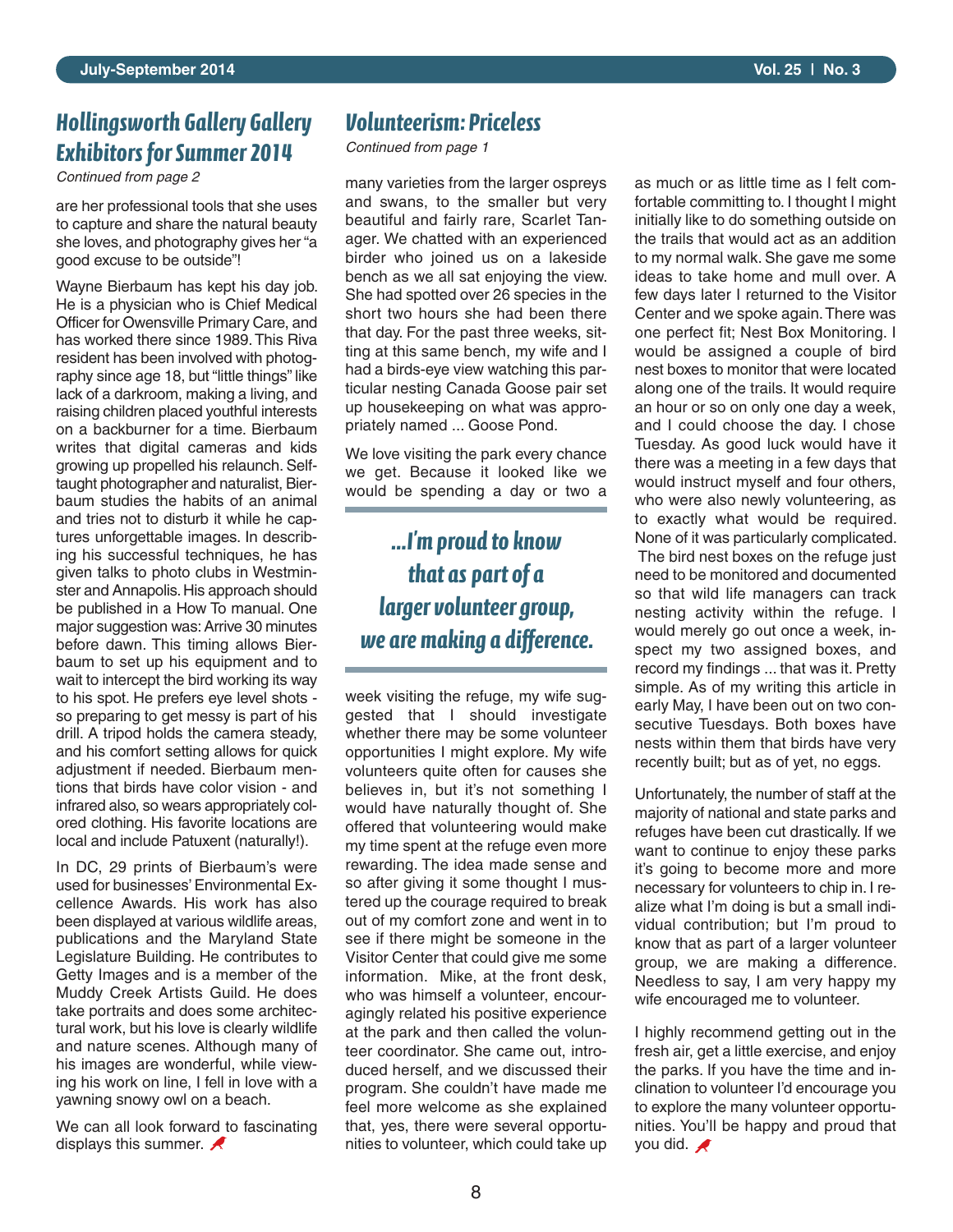## Hollingsworth Gallery Gallery Exhibitors for Summer 2014

*Continued from page 2*

are her professional tools that she uses to capture and share the natural beauty she loves, and photography gives her "a good excuse to be outside"!

Wayne Bierbaum has kept his day job. He is a physician who is Chief Medical Officer for Owensville Primary Care, and has worked there since 1989. This Riva resident has been involved with photography since age 18, but "little things" like lack of a darkroom, making a living, and raising children placed youthful interests on a backburner for a time. Bierbaum writes that digital cameras and kids growing up propelled his relaunch. Self-taught photographer and naturalist, Bierbaum studies the habits of an animal and tries not to disturb it while he captures unforgettable images. In describing his successful techniques, he has given talks to photo clubs in Westminster and Annapolis. His approach should be published in a How To manual. One major suggestion was: Arrive 30 minutes before dawn. This timing allows Bierbaum to set up his equipment and to wait to intercept the bird working its way to his spot. He prefers eye level shots - so preparing to get messy is part of his drill. A tripod holds the camera steady, and his comfort setting allows for quick adjustment if needed. Bierbaum mentions that birds have color vision - and infrared also, so wears appropriately colored clothing. His favorite locations are local and include Patuxent (naturally!).

In DC, 29 prints of Bierbaum's were used for businesses' Environmental Excellence Awards. His work has also been displayed at various wildlife areas, publications and the Maryland State Legislature Building. He contributes to Getty Images and is a member of the Muddy Creek Artists Guild. He does take portraits and does some architectural work, but his love is clearly wildlife and nature scenes. Although many of his images are wonderful, while viewing his work on line, I fell in love with a yawning snowy owl on a beach.

We can all look forward to fascinating displays this summer.

## Volunteerism: Priceless

*Continued from page 1*

many varieties from the larger ospreys and swans, to the smaller but very beautiful and fairly rare, Scarlet Tanager. We chatted with an experienced birder who joined us on a lakeside bench as we all sat enjoying the view. She had spotted over 26 species in the short two hours she had been there that day. For the past three weeks, sitting at this same bench, my wife and I had a birds-eye view watching this particular nesting Canada Goose pair set up housekeeping on what was appropriately named ... Goose Pond.

We love visiting the park every chance we get. Because it looked like we would be spending a day or two a week visiting the refuge, my wife suggested that I should investigate whether there may be some volunteer opportunities I might explore. My wife volunteers quite often for causes she believes in, but it's not something I would have naturally thought of. She offered that volunteering would make my time spent at the refuge even more rewarding. The idea made sense and so after giving it some thought I mustered up the courage required to break out of my comfort zone and went in to see if there might be someone in the Visitor Center that could give me some information. Mike, at the front desk, who was himself a volunteer, encouragingly related his positive experience at the park and then called the volunteer coordinator. She came out, introduced herself, and we discussed their program. She couldn't have made me feel more welcome as she explained that, yes, there were several opportunities to volunteer, which could take up as much or as little time as I felt comfortable committing to. I thought I might initially like to do something outside on the trails that would act as an addition to my normal walk. She gave me some ideas to take home and mull over. A few days later I returned to the Visitor Center and we spoke again. There was one perfect fit; Nest Box Monitoring. I would be assigned a couple of bird nest boxes to monitor that were located along one of the trails. It would require an hour or so on only one day a week, and I could choose the day. I chose Tuesday. As good luck would have it there was a meeting in a few days that would instruct myself and four others, who were also newly volunteering, as to exactly what would be required. None of it was particularly complicated. The bird nest boxes on the refuge just need to be monitored and documented so that wild life managers can track nesting activity within the refuge. I would merely go out once a week, inspect my two assigned boxes, and record my findings ... that was it. Pretty simple. As of my writing this article in early May, I have been out on two consecutive Tuesdays. Both boxes have nests within them that birds have very recently built; but as of yet, no eggs.

> *...I'm proud to know that as part of a larger volunteer group, we are making a difference.*

Unfortunately, the number of staff at the majority of national and state parks and refuges have been cut drastically. If we want to continue to enjoy these parks it's going to become more and more necessary for volunteers to chip in. I realize what I'm doing is but a small individual contribution; but I'm proud to know that as part of a larger volunteer group, we are making a difference. Needless to say, I am very happy my wife encouraged me to volunteer.

I highly recommend getting out in the fresh air, get a little exercise, and enjoy the parks. If you have the time and inclination to volunteer I'd encourage you to explore the many volunteer opportunities. You'll be happy and proud that you did.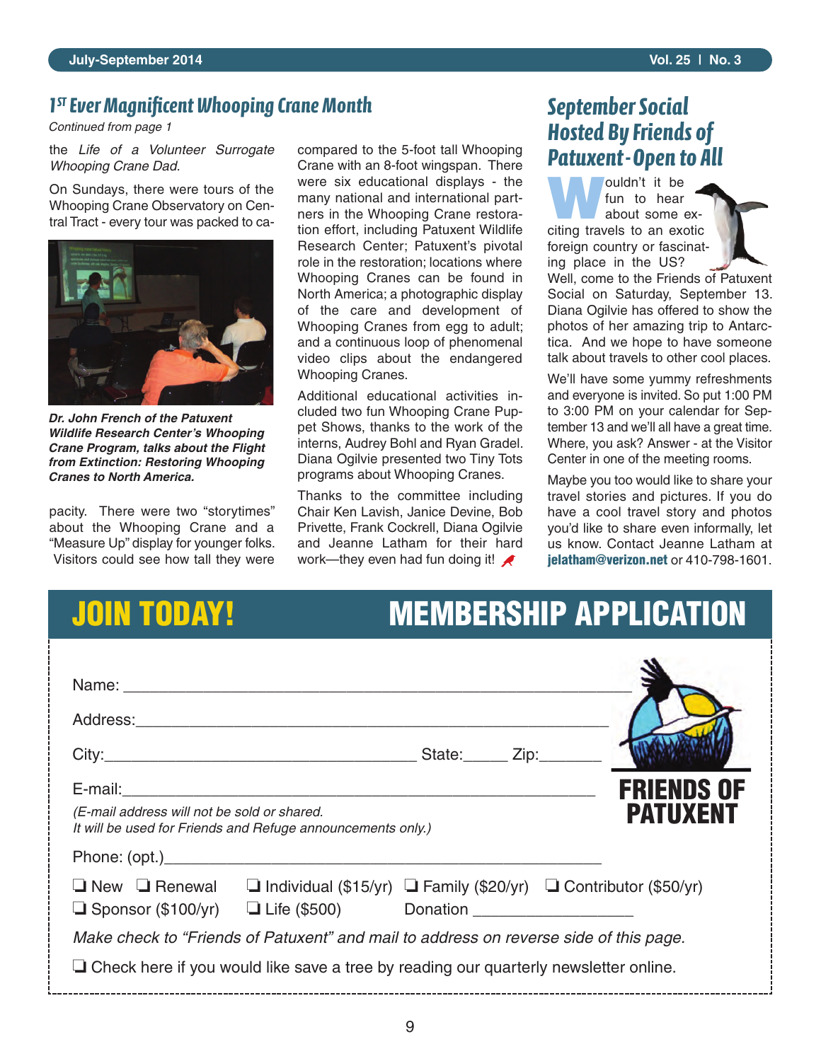## 1[ST] Ever Magnificent Whooping Crane Month

*Continued from page 1*

the *Life of a Volunteer Surrogate Whooping Crane Dad.*

On Sundays, there were tours of the Whooping Crane Observatory on Central Tract - every tour was packed to capacity. There were two "storytimes" about the Whooping Crane and a "Measure Up" display for younger folks. Visitors could see how tall they were compared to the 5-foot tall Whooping Crane with an 8-foot wingspan. There were six educational displays - the many national and international partners in the Whooping Crane restoration effort, including Patuxent Wildlife Research Center; Patuxent's pivotal role in the restoration; locations where Whooping Cranes can be found in North America; a photographic display of the care and development of Whooping Cranes from egg to adult; and a continuous loop of phenomenal video clips about the endangered Whooping Cranes.

***Dr. John French of the Patuxent Wildlife Research Center's Whooping Crane Program, talks about the Flight from Extinction: Restoring Whooping Cranes to North America.***

Additional educational activities included two fun Whooping Crane Puppet Shows, thanks to the work of the interns, Audrey Bohl and Ryan Gradel. Diana Ogilvie presented two Tiny Tots programs about Whooping Cranes.

Thanks to the committee including Chair Ken Lavish, Janice Devine, Bob Privette, Frank Cockrell, Diana Ogilvie and Jeanne Latham for their hard work—they even had fun doing it!

## September Social Hosted By Friends of Patuxent - Open to All

Wouldn't it be fun to hear about some exciting travels to an exotic foreign country or fascinating place in the US? Well, come to the Friends of Patuxent Social on Saturday, September 13. Diana Ogilvie has offered to show the photos of her amazing trip to Antarctica. And we hope to have someone talk about travels to other cool places.

We'll have some yummy refreshments and everyone is invited. So put 1:00 PM to 3:00 PM on your calendar for September 13 and we'll all have a great time. Where, you ask? Answer - at the Visitor Center in one of the meeting rooms.

Maybe you too would like to share your travel stories and pictures. If you do have a cool travel story and photos you'd like to share even informally, let us know. Contact Jeanne Latham at **jelatham@verizon.net** or 410-798-1601.

## JOIN TODAY! MEMBERSHIP APPLICATION

**FRIENDS OF PATUXENT**

Name: ____________________________________________

Address: __________________________________________

City: ______________________________ State: _____ Zip: _______

E-mail: ____________________________________________

*(E-mail address will not be sold or shared.*
*It will be used for Friends and Refuge announcements only.)*

Phone: (opt.) _______________________________________

❏ New ❏ Renewal ❏ Individual ($15/yr) ❏ Family ($20/yr) ❏ Contributor ($50/yr)
❏ Sponsor ($100/yr) ❏ Life ($500) Donation _________________

*Make check to "Friends of Patuxent" and mail to address on reverse side of this page.*

❏ Check here if you would like save a tree by reading our quarterly newsletter online.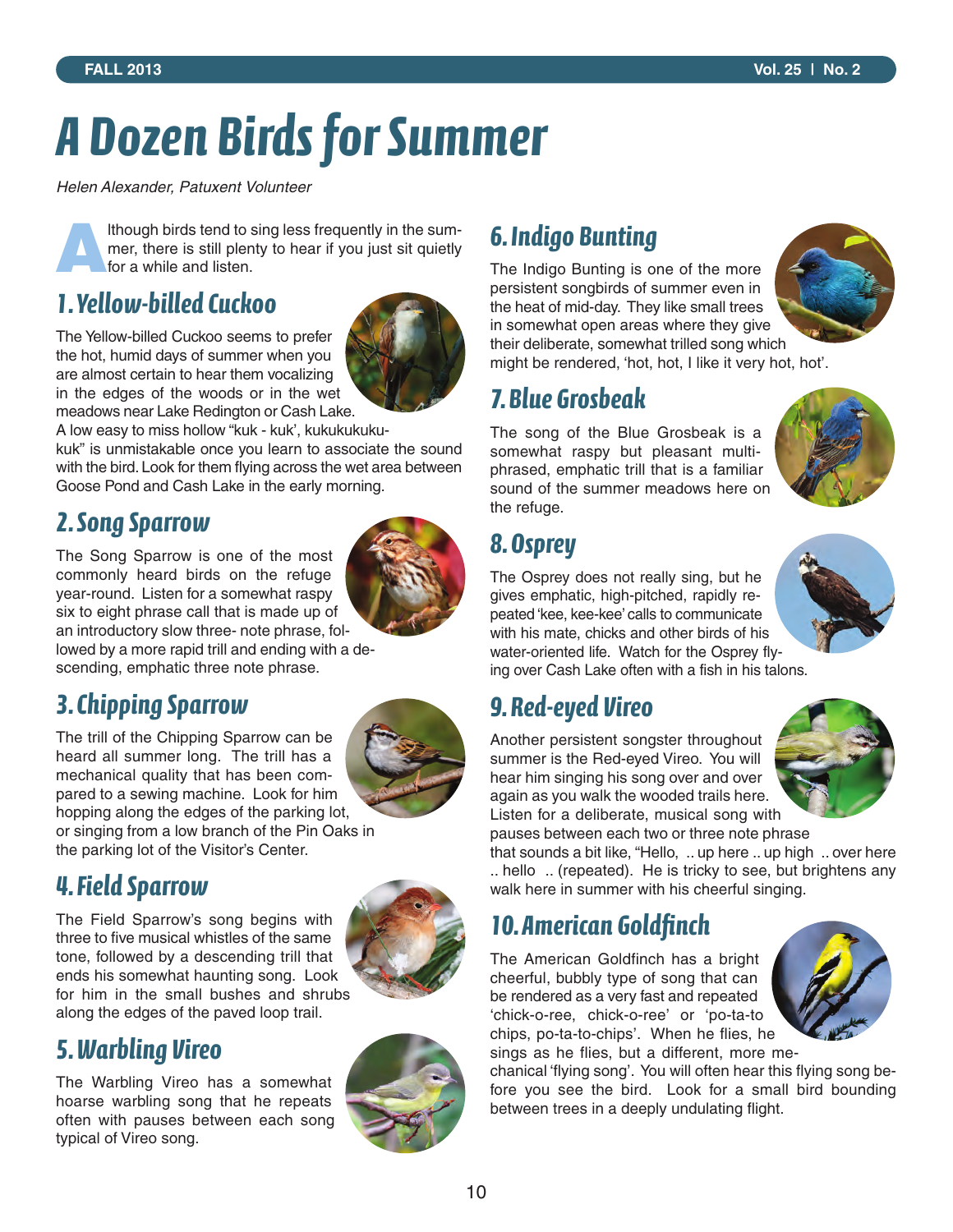# A Dozen Birds for Summer

*Helen Alexander, Patuxent Volunteer*

Although birds tend to sing less frequently in the summer, there is still plenty to hear if you just sit quietly for a while and listen.

## 1. Yellow-billed Cuckoo

The Yellow-billed Cuckoo seems to prefer the hot, humid days of summer when you are almost certain to hear them vocalizing in the edges of the woods or in the wet meadows near Lake Redington or Cash Lake. A low easy to miss hollow "kuk - kuk', kukukukukukuk" is unmistakable once you learn to associate the sound with the bird. Look for them flying across the wet area between Goose Pond and Cash Lake in the early morning.

## 2. Song Sparrow

The Song Sparrow is one of the most commonly heard birds on the refuge year-round. Listen for a somewhat raspy six to eight phrase call that is made up of an introductory slow three- note phrase, followed by a more rapid trill and ending with a descending, emphatic three note phrase.

## 3. Chipping Sparrow

The trill of the Chipping Sparrow can be heard all summer long. The trill has a mechanical quality that has been compared to a sewing machine. Look for him hopping along the edges of the parking lot, or singing from a low branch of the Pin Oaks in the parking lot of the Visitor's Center.

## 4. Field Sparrow

The Field Sparrow's song begins with three to five musical whistles of the same tone, followed by a descending trill that ends his somewhat haunting song. Look for him in the small bushes and shrubs along the edges of the paved loop trail.

## 5. Warbling Vireo

The Warbling Vireo has a somewhat hoarse warbling song that he repeats often with pauses between each song typical of Vireo song.

## 6. Indigo Bunting

The Indigo Bunting is one of the more persistent songbirds of summer even in the heat of mid-day. They like small trees in somewhat open areas where they give their deliberate, somewhat trilled song which might be rendered, 'hot, hot, I like it very hot, hot'.

## 7. Blue Grosbeak

The song of the Blue Grosbeak is a somewhat raspy but pleasant multi-phrased, emphatic trill that is a familiar sound of the summer meadows here on the refuge.

## 8. Osprey

The Osprey does not really sing, but he gives emphatic, high-pitched, rapidly repeated 'kee, kee-kee' calls to communicate with his mate, chicks and other birds of his water-oriented life. Watch for the Osprey flying over Cash Lake often with a fish in his talons.

## 9. Red-eyed Vireo

Another persistent songster throughout summer is the Red-eyed Vireo. You will hear him singing his song over and over again as you walk the wooded trails here. Listen for a deliberate, musical song with pauses between each two or three note phrase that sounds a bit like, "Hello, .. up here .. up high .. over here .. hello .. (repeated). He is tricky to see, but brightens any walk here in summer with his cheerful singing.

## 10. American Goldfinch

The American Goldfinch has a bright cheerful, bubbly type of song that can be rendered as a very fast and repeated 'chick-o-ree, chick-o-ree' or 'po-ta-to chips, po-ta-to-chips'. When he flies, he sings as he flies, but a different, more mechanical 'flying song'. You will often hear this flying song before you see the bird. Look for a small bird bounding between trees in a deeply undulating flight.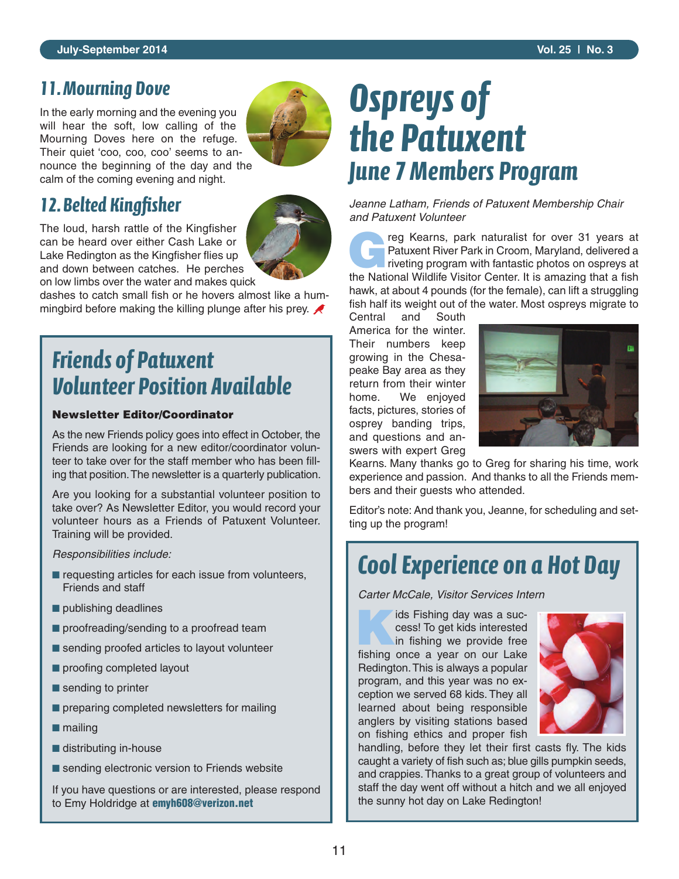## 11. Mourning Dove

In the early morning and the evening you will hear the soft, low calling of the Mourning Doves here on the refuge. Their quiet 'coo, coo, coo' seems to announce the beginning of the day and the calm of the coming evening and night.

## 12. Belted Kingfisher

The loud, harsh rattle of the Kingfisher can be heard over either Cash Lake or Lake Redington as the Kingfisher flies up and down between catches. He perches on low limbs over the water and makes quick dashes to catch small fish or he hovers almost like a hummingbird before making the killing plunge after his prey.

## Friends of Patuxent Volunteer Position Available

**Newsletter Editor/Coordinator**

As the new Friends policy goes into effect in October, the Friends are looking for a new editor/coordinator volunteer to take over for the staff member who has been filling that position. The newsletter is a quarterly publication.

Are you looking for a substantial volunteer position to take over? As Newsletter Editor, you would record your volunteer hours as a Friends of Patuxent Volunteer. Training will be provided.

*Responsibilities include:*

- requesting articles for each issue from volunteers, Friends and staff
- publishing deadlines
- proofreading/sending to a proofread team
- sending proofed articles to layout volunteer
- proofing completed layout
- sending to printer
- preparing completed newsletters for mailing
- mailing
- distributing in-house
- sending electronic version to Friends website

If you have questions or are interested, please respond to Emy Holdridge at **emyh608@verizon.net**

# Ospreys of the Patuxent

## June 7 Members Program

*Jeanne Latham, Friends of Patuxent Membership Chair and Patuxent Volunteer*

Greg Kearns, park naturalist for over 31 years at Patuxent River Park in Croom, Maryland, delivered a riveting program with fantastic photos on ospreys at the National Wildlife Visitor Center. It is amazing that a fish hawk, at about 4 pounds (for the female), can lift a struggling fish half its weight out of the water. Most ospreys migrate to Central and South America for the winter. Their numbers keep growing in the Chesapeake Bay area as they return from their winter home. We enjoyed facts, pictures, stories of osprey banding trips, and questions and answers with expert Greg Kearns. Many thanks go to Greg for sharing his time, work experience and passion. And thanks to all the Friends members and their guests who attended.

Editor's note: And thank you, Jeanne, for scheduling and setting up the program!

## Cool Experience on a Hot Day

*Carter McCale, Visitor Services Intern*

Kids Fishing day was a success! To get kids interested in fishing we provide free fishing once a year on our Lake Redington. This is always a popular program, and this year was no exception we served 68 kids. They all learned about being responsible anglers by visiting stations based on fishing ethics and proper fish handling, before they let their first casts fly. The kids caught a variety of fish such as; blue gills pumpkin seeds, and crappies. Thanks to a great group of volunteers and staff the day went off without a hitch and we all enjoyed the sunny hot day on Lake Redington!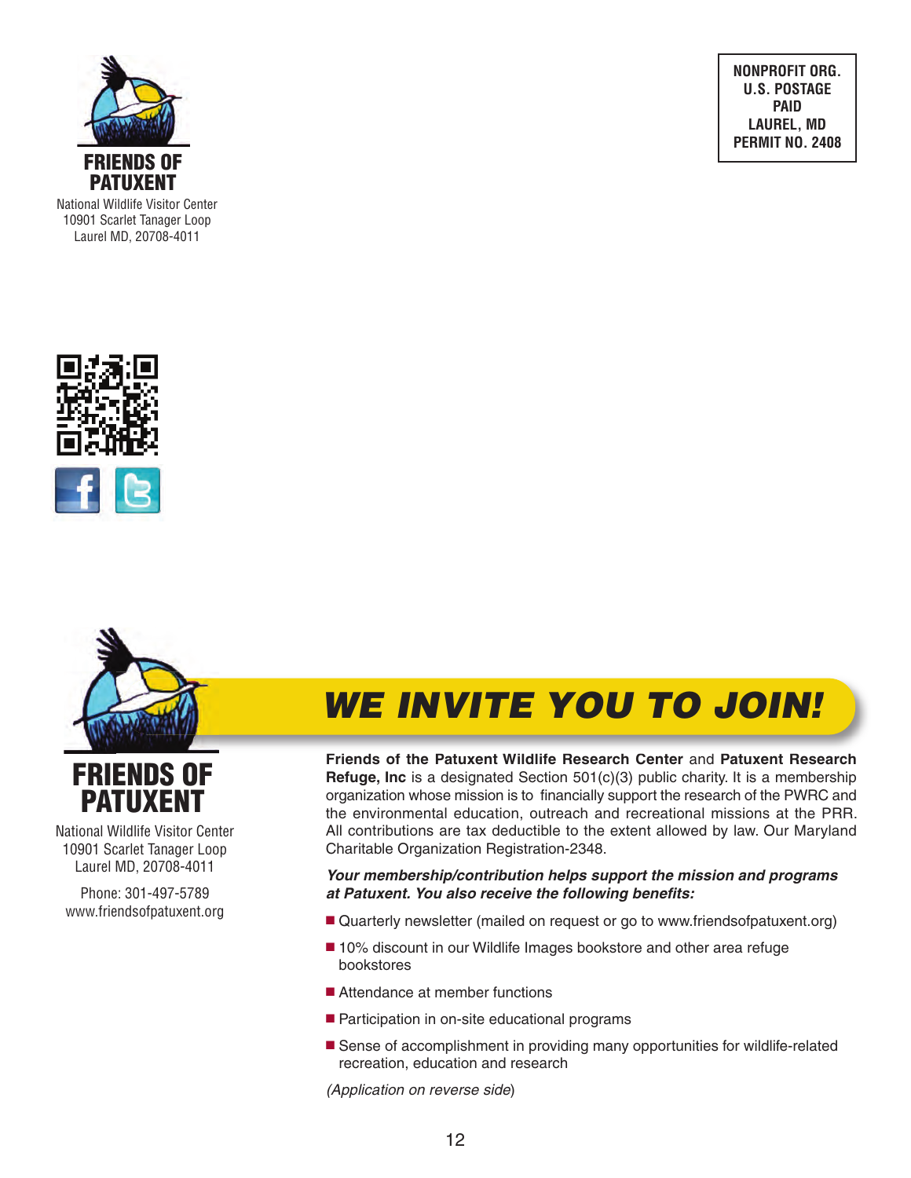**FRIENDS OF PATUXENT**

National Wildlife Visitor Center
10901 Scarlet Tanager Loop
Laurel MD, 20708-4011

NONPROFIT ORG.
U.S. POSTAGE
PAID
LAUREL, MD
PERMIT NO. 2408

**FRIENDS OF PATUXENT**

National Wildlife Visitor Center
10901 Scarlet Tanager Loop
Laurel MD, 20708-4011

Phone: 301-497-5789
www.friendsofpatuxent.org

# WE INVITE YOU TO JOIN!

**Friends of the Patuxent Wildlife Research Center** and **Patuxent Research Refuge, Inc** is a designated Section 501(c)(3) public charity. It is a membership organization whose mission is to financially support the research of the PWRC and the environmental education, outreach and recreational missions at the PRR. All contributions are tax deductible to the extent allowed by law. Our Maryland Charitable Organization Registration-2348.

***Your membership/contribution helps support the mission and programs at Patuxent. You also receive the following benefits:***

- Quarterly newsletter (mailed on request or go to www.friendsofpatuxent.org)
- 10% discount in our Wildlife Images bookstore and other area refuge bookstores
- Attendance at member functions
- Participation in on-site educational programs
- Sense of accomplishment in providing many opportunities for wildlife-related recreation, education and research

*(Application on reverse side)*